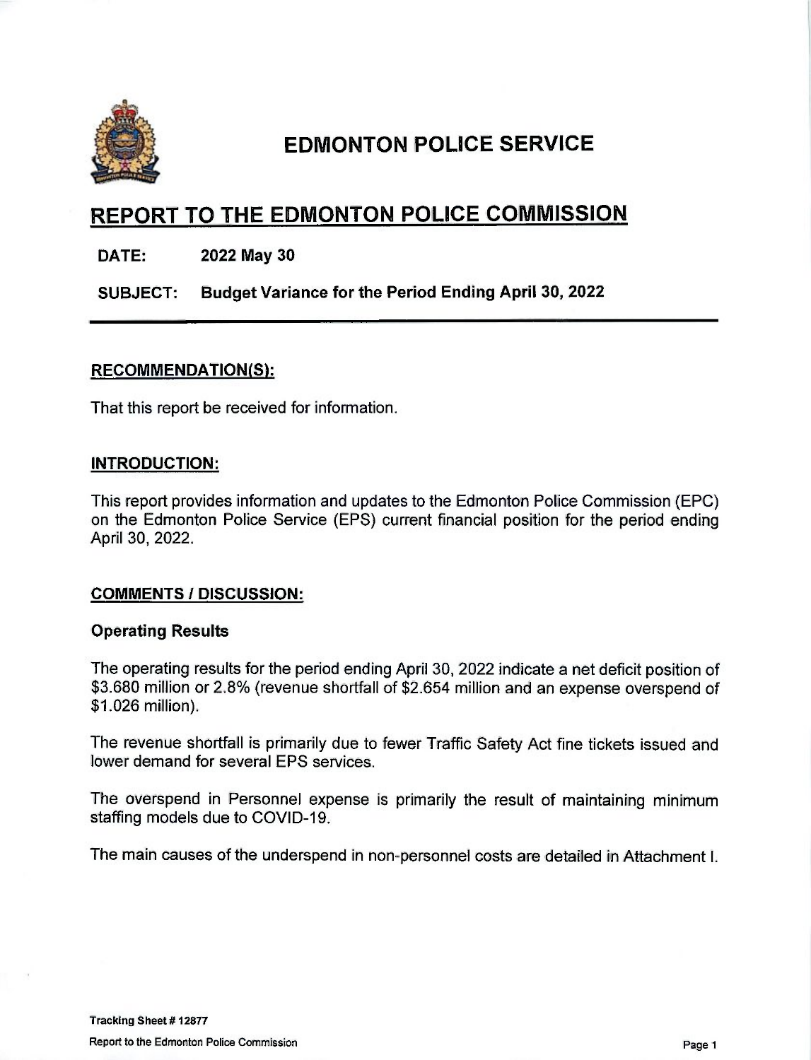# EDMONTON POLICE SERVICE

## REPORT TO THE EDMONTON POLICE COMMISSION

**DATE:** **2022 May 30**

**SUBJECT:** **Budget Variance for the Period Ending April 30, 2022**

### RECOMMENDATION(S):

That this report be received for information.

### INTRODUCTION:

This report provides information and updates to the Edmonton Police Commission (EPC) on the Edmonton Police Service (EPS) current financial position for the period ending April 30, 2022.

### COMMENTS / DISCUSSION:

#### Operating Results

The operating results for the period ending April 30, 2022 indicate a net deficit position of $3.680 million or 2.8% (revenue shortfall of $2.654 million and an expense overspend of $1.026 million).

The revenue shortfall is primarily due to fewer Traffic Safety Act fine tickets issued and lower demand for several EPS services.

The overspend in Personnel expense is primarily the result of maintaining minimum staffing models due to COVID-19.

The main causes of the underspend in non-personnel costs are detailed in Attachment I.

Tracking Sheet # 12877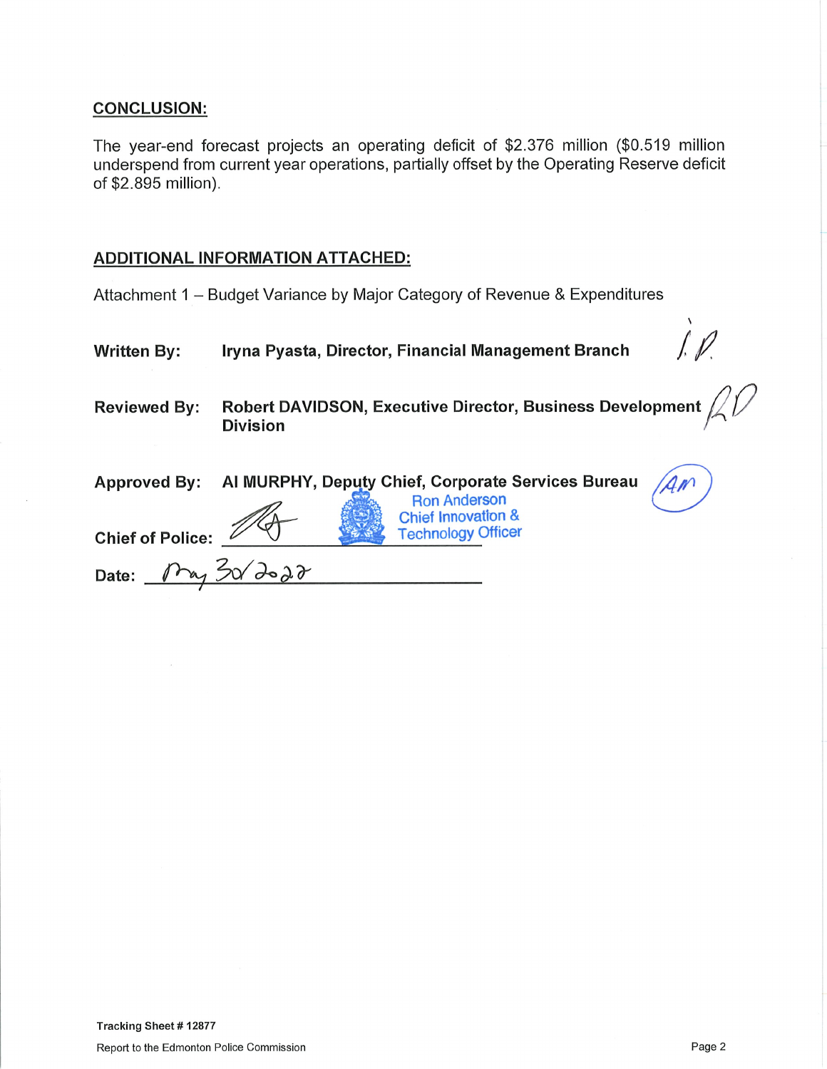## CONCLUSION:

The year-end forecast projects an operating deficit of $2.376 million ($0.519 million underspend from current year operations, partially offset by the Operating Reserve deficit of $2.895 million).

## ADDITIONAL INFORMATION ATTACHED:

Attachment 1 – Budget Variance by Major Category of Revenue & Expenditures

**Written By:** **Iryna Pyasta, Director, Financial Management Branch** I.P.

**Reviewed By:** **Robert DAVIDSON, Executive Director, Business Development Division** RD

**Approved By:** **Al MURPHY, Deputy Chief, Corporate Services Bureau** AM

Ron Anderson
Chief Innovation & Technology Officer

**Chief of Police:** ______________________

**Date:** May 30/2022

Tracking Sheet # 12877

Report to the Edmonton Police Commission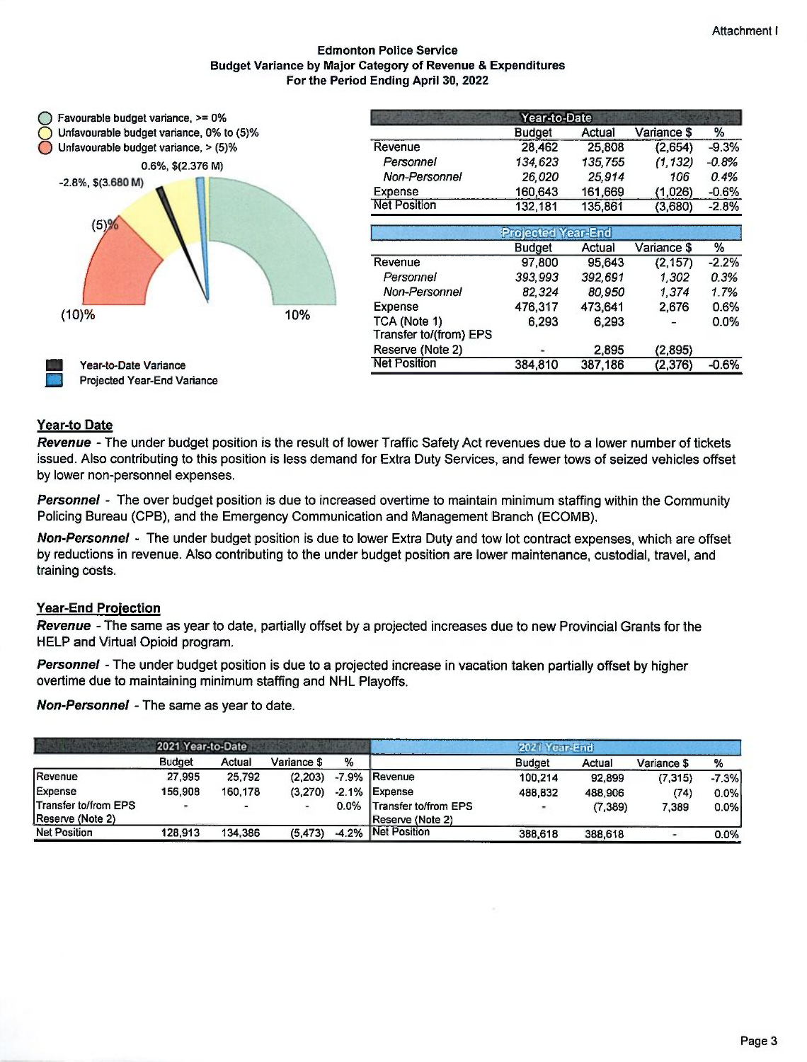Attachment I

# Edmonton Police Service
## Budget Variance by Major Category of Revenue & Expenditures
### For the Period Ending April 30, 2022

- Favourable budget variance, >= 0%
- Unfavourable budget variance, 0% to (5)%
- Unfavourable budget variance, > (5)%

0.6%, $(2.376 M)

-2.8%, $(3.680 M)

(5)%

(10)%

10%

- Year-to-Date Variance
- Projected Year-End Variance

| Year-to-Date | Budget | Actual | Variance $ | % |
|---|---|---|---|---|
| Revenue | 28,462 | 25,808 | (2,654) | -9.3% |
| *Personnel* | *134,623* | *135,755* | *(1,132)* | *-0.8%* |
| *Non-Personnel* | *26,020* | *25,914* | *106* | *0.4%* |
| Expense | 160,643 | 161,669 | (1,026) | -0.6% |
| Net Position | 132,181 | 135,861 | (3,680) | -2.8% |

| Projected Year-End | Budget | Actual | Variance $ | % |
|---|---|---|---|---|
| Revenue | 97,800 | 95,643 | (2,157) | -2.2% |
| *Personnel* | *393,993* | *392,691* | *1,302* | *0.3%* |
| *Non-Personnel* | *82,324* | *80,950* | *1,374* | *1.7%* |
| Expense | 476,317 | 473,641 | 2,676 | 0.6% |
| TCA (Note 1) | 6,293 | 6,293 | - | 0.0% |
| Transfer to/(from) EPS Reserve (Note 2) | - | 2,895 | (2,895) | |
| Net Position | 384,810 | 387,186 | (2,376) | -0.6% |

## Year-to Date

***Revenue*** - The under budget position is the result of lower Traffic Safety Act revenues due to a lower number of tickets issued. Also contributing to this position is less demand for Extra Duty Services, and fewer tows of seized vehicles offset by lower non-personnel expenses.

***Personnel*** - The over budget position is due to increased overtime to maintain minimum staffing within the Community Policing Bureau (CPB), and the Emergency Communication and Management Branch (ECOMB).

***Non-Personnel*** - The under budget position is due to lower Extra Duty and tow lot contract expenses, which are offset by reductions in revenue. Also contributing to the under budget position are lower maintenance, custodial, travel, and training costs.

## Year-End Projection

***Revenue*** - The same as year to date, partially offset by a projected increases due to new Provincial Grants for the HELP and Virtual Opioid program.

***Personnel*** - The under budget position is due to a projected increase in vacation taken partially offset by higher overtime due to maintaining minimum staffing and NHL Playoffs.

***Non-Personnel*** - The same as year to date.

| 2021 Year-to-Date | Budget | Actual | Variance $ | % |
|---|---|---|---|---|
| Revenue | 27,995 | 25,792 | (2,203) | -7.9% |
| Expense | 156,908 | 160,178 | (3,270) | -2.1% |
| Transfer to/from EPS Reserve (Note 2) | - | - | - | 0.0% |
| Net Position | 128,913 | 134,386 | (5,473) | -4.2% |

| 2021 Year-End | Budget | Actual | Variance $ | % |
|---|---|---|---|---|
| Revenue | 100,214 | 92,899 | (7,315) | -7.3% |
| Expense | 488,832 | 488,906 | (74) | 0.0% |
| Transfer to/from EPS Reserve (Note 2) | - | (7,389) | 7,389 | 0.0% |
| Net Position | 388,618 | 388,618 | - | 0.0% |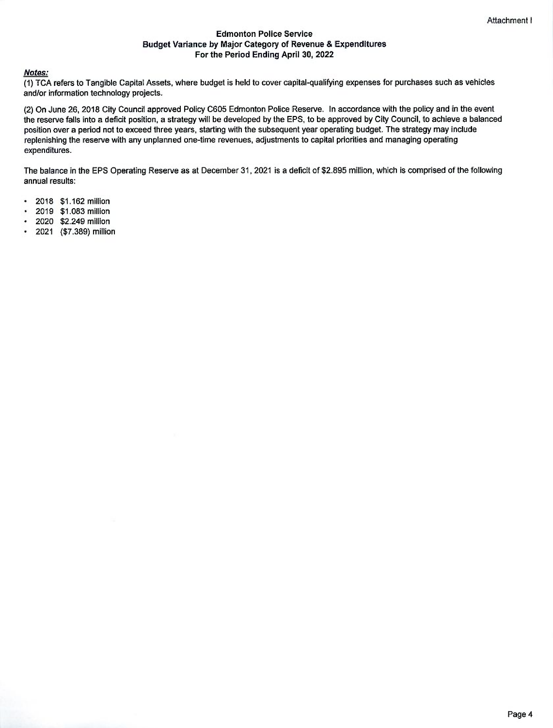Attachment I

**Edmonton Police Service**
**Budget Variance by Major Category of Revenue & Expenditures**
**For the Period Ending April 30, 2022**

***Notes:***

(1) TCA refers to Tangible Capital Assets, where budget is held to cover capital-qualifying expenses for purchases such as vehicles and/or information technology projects.

(2) On June 26, 2018 City Council approved Policy C605 Edmonton Police Reserve. In accordance with the policy and in the event the reserve falls into a deficit position, a strategy will be developed by the EPS, to be approved by City Council, to achieve a balanced position over a period not to exceed three years, starting with the subsequent year operating budget. The strategy may include replenishing the reserve with any unplanned one-time revenues, adjustments to capital priorities and managing operating expenditures.

The balance in the EPS Operating Reserve as at December 31, 2021 is a deficit of $2.895 million, which is comprised of the following annual results:

- 2018 $1.162 million
- 2019 $1.083 million
- 2020 $2.249 million
- 2021 ($7.389) million